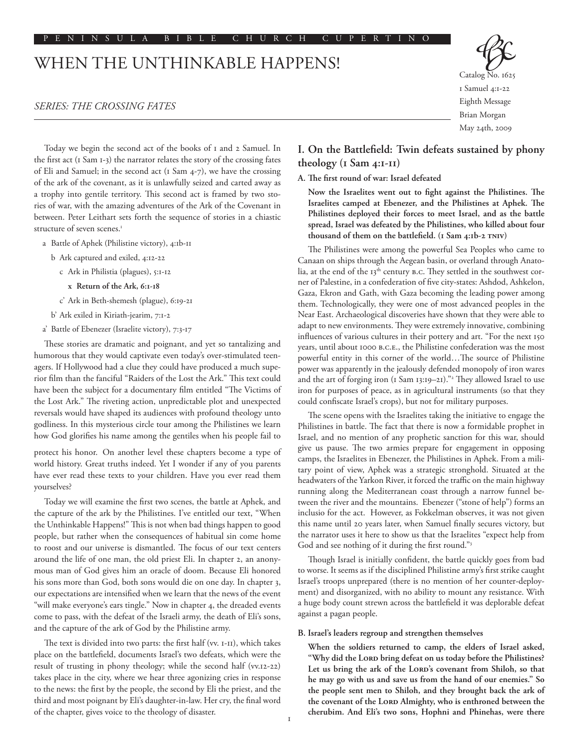PENINSULA BIBLE CHURCH CUPERTINO

# WHEN THE UNTHINKABLE HAPPENS!

*SERIES: THE CROSSING FATES*

Catalog No. 1625
1 Samuel 4:1-22
Eighth Message
Brian Morgan
May 24th, 2009

Today we begin the second act of the books of 1 and 2 Samuel. In the first act (1 Sam 1-3) the narrator relates the story of the crossing fates of Eli and Samuel; in the second act (1 Sam 4-7), we have the crossing of the ark of the covenant, as it is unlawfully seized and carted away as a trophy into gentile territory. This second act is framed by two stories of war, with the amazing adventures of the Ark of the Covenant in between. Peter Leithart sets forth the sequence of stories in a chiastic structure of seven scenes.[1]

- a Battle of Aphek (Philistine victory), 4:1b-11
  - b Ark captured and exiled, 4:12-22
    - c Ark in Philistia (plagues), 5:1-12
      - **x Return of the Ark, 6:1-18**
    - c' Ark in Beth-shemesh (plague), 6:19-21
  - b' Ark exiled in Kiriath-jearim, 7:1-2
- a' Battle of Ebenezer (Israelite victory), 7:3-17

These stories are dramatic and poignant, and yet so tantalizing and humorous that they would captivate even today's over-stimulated teenagers. If Hollywood had a clue they could have produced a much superior film than the fanciful "Raiders of the Lost the Ark." This text could have been the subject for a documentary film entitled "The Victims of the Lost Ark." The riveting action, unpredictable plot and unexpected reversals would have shaped its audiences with profound theology unto godliness. In this mysterious circle tour among the Philistines we learn how God glorifies his name among the gentiles when his people fail to protect his honor. On another level these chapters become a type of world history. Great truths indeed. Yet I wonder if any of you parents have ever read these texts to your children. Have you ever read them yourselves?

Today we will examine the first two scenes, the battle at Aphek, and the capture of the ark by the Philistines. I've entitled our text, "When the Unthinkable Happens!" This is not when bad things happen to good people, but rather when the consequences of habitual sin come home to roost and our universe is dismantled. The focus of our text centers around the life of one man, the old priest Eli. In chapter 2, an anonymous man of God gives him an oracle of doom. Because Eli honored his sons more than God, both sons would die on one day. In chapter 3, our expectations are intensified when we learn that the news of the event "will make everyone's ears tingle." Now in chapter 4, the dreaded events come to pass, with the defeat of the Israeli army, the death of Eli's sons, and the capture of the ark of God by the Philistine army.

The text is divided into two parts: the first half (vv. 1-11), which takes place on the battlefield, documents Israel's two defeats, which were the result of trusting in phony theology; while the second half (vv.12-22) takes place in the city, where we hear three agonizing cries in response to the news: the first by the people, the second by Eli the priest, and the third and most poignant by Eli's daughter-in-law. Her cry, the final word of the chapter, gives voice to the theology of disaster.

## I. On the Battlefield: Twin defeats sustained by phony theology (1 Sam 4:1-11)

### A. The first round of war: Israel defeated

**Now the Israelites went out to fight against the Philistines. The Israelites camped at Ebenezer, and the Philistines at Aphek. The Philistines deployed their forces to meet Israel, and as the battle spread, Israel was defeated by the Philistines, who killed about four thousand of them on the battlefield. (1 Sam 4:1b-2 TNIV)**

The Philistines were among the powerful Sea Peoples who came to Canaan on ships through the Aegean basin, or overland through Anatolia, at the end of the 13th century B.C. They settled in the southwest corner of Palestine, in a confederation of five city-states: Ashdod, Ashkelon, Gaza, Ekron and Gath, with Gaza becoming the leading power among them. Technologically, they were one of most advanced peoples in the Near East. Archaeological discoveries have shown that they were able to adapt to new environments. They were extremely innovative, combining influences of various cultures in their pottery and art. "For the next 150 years, until about 1000 B.C.E., the Philistine confederation was the most powerful entity in this corner of the world…The source of Philistine power was apparently in the jealously defended monopoly of iron wares and the art of forging iron (1 Sam 13:19–21)."[2] They allowed Israel to use iron for purposes of peace, as in agricultural instruments (so that they could confiscate Israel's crops), but not for military purposes.

The scene opens with the Israelites taking the initiative to engage the Philistines in battle. The fact that there is now a formidable prophet in Israel, and no mention of any prophetic sanction for this war, should give us pause. The two armies prepare for engagement in opposing camps, the Israelites in Ebenezer, the Philistines in Aphek. From a military point of view, Aphek was a strategic stronghold. Situated at the headwaters of the Yarkon River, it forced the traffic on the main highway running along the Mediterranean coast through a narrow funnel between the river and the mountains. Ebenezer ("stone of help") forms an inclusio for the act. However, as Fokkelman observes, it was not given this name until 20 years later, when Samuel finally secures victory, but the narrator uses it here to show us that the Israelites "expect help from God and see nothing of it during the first round."[3]

Though Israel is initially confident, the battle quickly goes from bad to worse. It seems as if the disciplined Philistine army's first strike caught Israel's troops unprepared (there is no mention of her counter-deployment) and disorganized, with no ability to mount any resistance. With a huge body count strewn across the battlefield it was deplorable defeat against a pagan people.

### B. Israel's leaders regroup and strengthen themselves

**When the soldiers returned to camp, the elders of Israel asked, "Why did the LORD bring defeat on us today before the Philistines? Let us bring the ark of the LORD's covenant from Shiloh, so that he may go with us and save us from the hand of our enemies." So the people sent men to Shiloh, and they brought back the ark of the covenant of the LORD Almighty, who is enthroned between the cherubim. And Eli's two sons, Hophni and Phinehas, were there**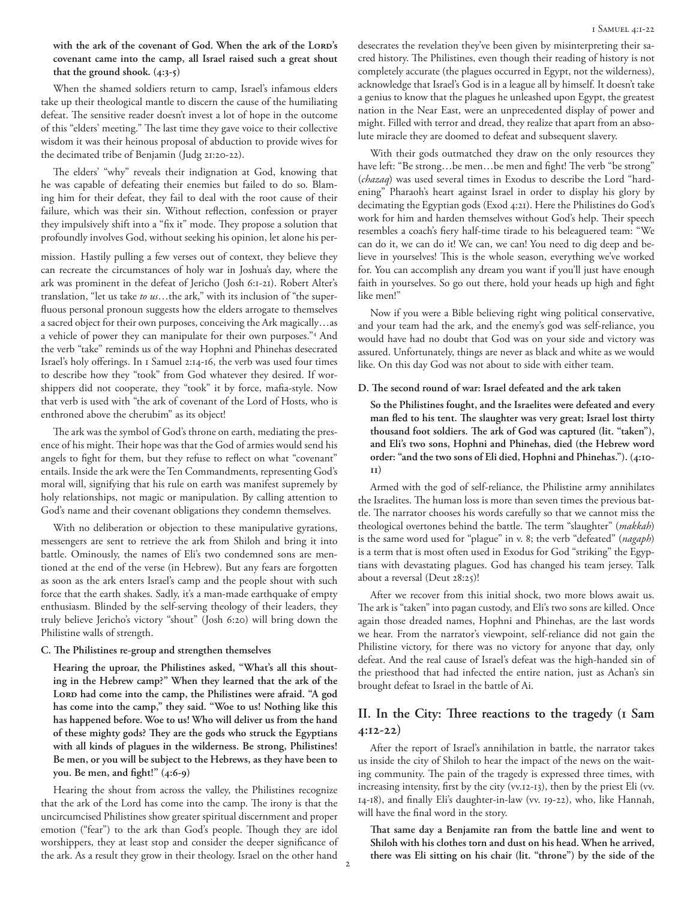**with the ark of the covenant of God. When the ark of the LORD's covenant came into the camp, all Israel raised such a great shout that the ground shook. (4:3-5)**

When the shamed soldiers return to camp, Israel's infamous elders take up their theological mantle to discern the cause of the humiliating defeat. The sensitive reader doesn't invest a lot of hope in the outcome of this "elders' meeting." The last time they gave voice to their collective wisdom it was their heinous proposal of abduction to provide wives for the decimated tribe of Benjamin (Judg 21:20-22).

The elders' "why" reveals their indignation at God, knowing that he was capable of defeating their enemies but failed to do so. Blaming him for their defeat, they fail to deal with the root cause of their failure, which was their sin. Without reflection, confession or prayer they impulsively shift into a "fix it" mode. They propose a solution that profoundly involves God, without seeking his opinion, let alone his permission. Hastily pulling a few verses out of context, they believe they can recreate the circumstances of holy war in Joshua's day, where the ark was prominent in the defeat of Jericho (Josh 6:1-21). Robert Alter's translation, "let us take *to us*…the ark," with its inclusion of "the superfluous personal pronoun suggests how the elders arrogate to themselves a sacred object for their own purposes, conceiving the Ark magically…as a vehicle of power they can manipulate for their own purposes."[4] And the verb "take" reminds us of the way Hophni and Phinehas desecrated Israel's holy offerings. In 1 Samuel 2:14-16, the verb was used four times to describe how they "took" from God whatever they desired. If worshippers did not cooperate, they "took" it by force, mafia-style. Now that verb is used with "the ark of covenant of the Lord of Hosts, who is enthroned above the cherubim" as its object!

The ark was the symbol of God's throne on earth, mediating the presence of his might. Their hope was that the God of armies would send his angels to fight for them, but they refuse to reflect on what "covenant" entails. Inside the ark were the Ten Commandments, representing God's moral will, signifying that his rule on earth was manifest supremely by holy relationships, not magic or manipulation. By calling attention to God's name and their covenant obligations they condemn themselves.

With no deliberation or objection to these manipulative gyrations, messengers are sent to retrieve the ark from Shiloh and bring it into battle. Ominously, the names of Eli's two condemned sons are mentioned at the end of the verse (in Hebrew). But any fears are forgotten as soon as the ark enters Israel's camp and the people shout with such force that the earth shakes. Sadly, it's a man-made earthquake of empty enthusiasm. Blinded by the self-serving theology of their leaders, they truly believe Jericho's victory "shout" (Josh 6:20) will bring down the Philistine walls of strength.

**C. The Philistines re-group and strengthen themselves**

**Hearing the uproar, the Philistines asked, "What's all this shouting in the Hebrew camp?" When they learned that the ark of the LORD had come into the camp, the Philistines were afraid. "A god has come into the camp," they said. "Woe to us! Nothing like this has happened before. Woe to us! Who will deliver us from the hand of these mighty gods? They are the gods who struck the Egyptians with all kinds of plagues in the wilderness. Be strong, Philistines! Be men, or you will be subject to the Hebrews, as they have been to you. Be men, and fight!" (4:6-9)**

Hearing the shout from across the valley, the Philistines recognize that the ark of the Lord has come into the camp. The irony is that the uncircumcised Philistines show greater spiritual discernment and proper emotion ("fear") to the ark than God's people. Though they are idol worshippers, they at least stop and consider the deeper significance of the ark. As a result they grow in their theology. Israel on the other hand desecrates the revelation they've been given by misinterpreting their sacred history. The Philistines, even though their reading of history is not completely accurate (the plagues occurred in Egypt, not the wilderness), acknowledge that Israel's God is in a league all by himself. It doesn't take a genius to know that the plagues he unleashed upon Egypt, the greatest nation in the Near East, were an unprecedented display of power and might. Filled with terror and dread, they realize that apart from an absolute miracle they are doomed to defeat and subsequent slavery.

With their gods outmatched they draw on the only resources they have left: "Be strong…be men…be men and fight! The verb "be strong" (*chazaq*) was used several times in Exodus to describe the Lord "hardening" Pharaoh's heart against Israel in order to display his glory by decimating the Egyptian gods (Exod 4:21). Here the Philistines do God's work for him and harden themselves without God's help. Their speech resembles a coach's fiery half-time tirade to his beleaguered team: "We can do it, we can do it! We can, we can! You need to dig deep and believe in yourselves! This is the whole season, everything we've worked for. You can accomplish any dream you want if you'll just have enough faith in yourselves. So go out there, hold your heads up high and fight like men!"

Now if you were a Bible believing right wing political conservative, and your team had the ark, and the enemy's god was self-reliance, you would have had no doubt that God was on your side and victory was assured. Unfortunately, things are never as black and white as we would like. On this day God was not about to side with either team.

**D. The second round of war: Israel defeated and the ark taken**

**So the Philistines fought, and the Israelites were defeated and every man fled to his tent. The slaughter was very great; Israel lost thirty thousand foot soldiers. The ark of God was captured (lit. "taken"), and Eli's two sons, Hophni and Phinehas, died (the Hebrew word order: "and the two sons of Eli died, Hophni and Phinehas."). (4:10-11)**

Armed with the god of self-reliance, the Philistine army annihilates the Israelites. The human loss is more than seven times the previous battle. The narrator chooses his words carefully so that we cannot miss the theological overtones behind the battle. The term "slaughter" (*makkah*) is the same word used for "plague" in v. 8; the verb "defeated" (*nagaph*) is a term that is most often used in Exodus for God "striking" the Egyptians with devastating plagues. God has changed his team jersey. Talk about a reversal (Deut 28:25)!

After we recover from this initial shock, two more blows await us. The ark is "taken" into pagan custody, and Eli's two sons are killed. Once again those dreaded names, Hophni and Phinehas, are the last words we hear. From the narrator's viewpoint, self-reliance did not gain the Philistine victory, for there was no victory for anyone that day, only defeat. And the real cause of Israel's defeat was the high-handed sin of the priesthood that had infected the entire nation, just as Achan's sin brought defeat to Israel in the battle of Ai.

## II. In the City: Three reactions to the tragedy (1 Sam 4:12-22)

After the report of Israel's annihilation in battle, the narrator takes us inside the city of Shiloh to hear the impact of the news on the waiting community. The pain of the tragedy is expressed three times, with increasing intensity, first by the city (vv.12-13), then by the priest Eli (vv. 14-18), and finally Eli's daughter-in-law (vv. 19-22), who, like Hannah, will have the final word in the story.

**That same day a Benjamite ran from the battle line and went to Shiloh with his clothes torn and dust on his head. When he arrived, there was Eli sitting on his chair (lit. "throne") by the side of the**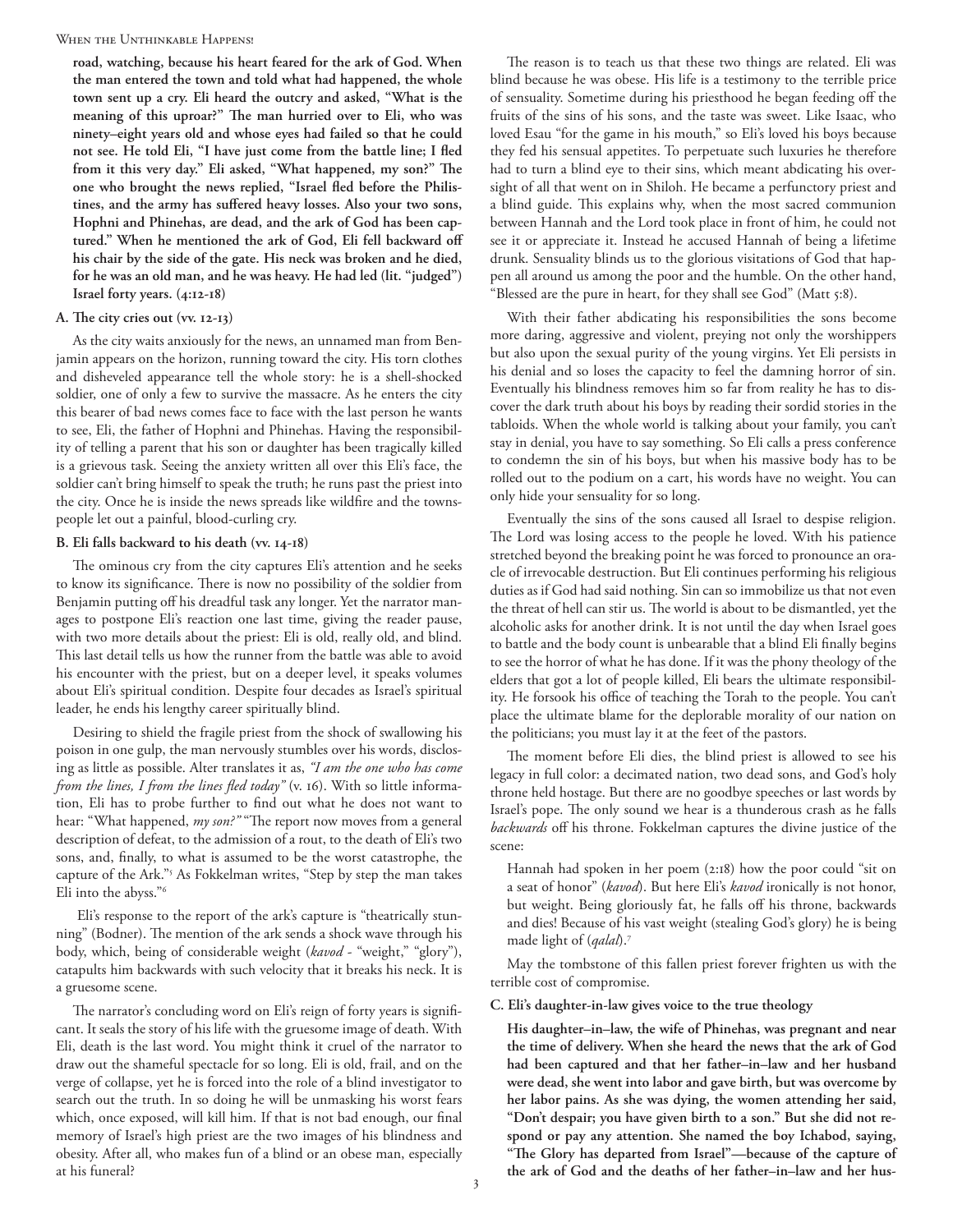**road, watching, because his heart feared for the ark of God. When the man entered the town and told what had happened, the whole town sent up a cry. Eli heard the outcry and asked, "What is the meaning of this uproar?" The man hurried over to Eli, who was ninety–eight years old and whose eyes had failed so that he could not see. He told Eli, "I have just come from the battle line; I fled from it this very day." Eli asked, "What happened, my son?" The one who brought the news replied, "Israel fled before the Philistines, and the army has suffered heavy losses. Also your two sons, Hophni and Phinehas, are dead, and the ark of God has been captured." When he mentioned the ark of God, Eli fell backward off his chair by the side of the gate. His neck was broken and he died, for he was an old man, and he was heavy. He had led (lit. "judged") Israel forty years. (4:12-18)**

### A. The city cries out (vv. 12-13)

As the city waits anxiously for the news, an unnamed man from Benjamin appears on the horizon, running toward the city. His torn clothes and disheveled appearance tell the whole story: he is a shell-shocked soldier, one of only a few to survive the massacre. As he enters the city this bearer of bad news comes face to face with the last person he wants to see, Eli, the father of Hophni and Phinehas. Having the responsibility of telling a parent that his son or daughter has been tragically killed is a grievous task. Seeing the anxiety written all over this Eli's face, the soldier can't bring himself to speak the truth; he runs past the priest into the city. Once he is inside the news spreads like wildfire and the townspeople let out a painful, blood-curling cry.

### B. Eli falls backward to his death (vv. 14-18)

The ominous cry from the city captures Eli's attention and he seeks to know its significance. There is now no possibility of the soldier from Benjamin putting off his dreadful task any longer. Yet the narrator manages to postpone Eli's reaction one last time, giving the reader pause, with two more details about the priest: Eli is old, really old, and blind. This last detail tells us how the runner from the battle was able to avoid his encounter with the priest, but on a deeper level, it speaks volumes about Eli's spiritual condition. Despite four decades as Israel's spiritual leader, he ends his lengthy career spiritually blind.

Desiring to shield the fragile priest from the shock of swallowing his poison in one gulp, the man nervously stumbles over his words, disclosing as little as possible. Alter translates it as, *"I am the one who has come from the lines, I from the lines fled today"* (v. 16). With so little information, Eli has to probe further to find out what he does not want to hear: "What happened, *my son?*" "The report now moves from a general description of defeat, to the admission of a rout, to the death of Eli's two sons, and, finally, to what is assumed to be the worst catastrophe, the capture of the Ark."[5] As Fokkelman writes, "Step by step the man takes Eli into the abyss."[6]

Eli's response to the report of the ark's capture is "theatrically stunning" (Bodner). The mention of the ark sends a shock wave through his body, which, being of considerable weight (*kavod* - "weight," "glory"), catapults him backwards with such velocity that it breaks his neck. It is a gruesome scene.

The narrator's concluding word on Eli's reign of forty years is significant. It seals the story of his life with the gruesome image of death. With Eli, death is the last word. You might think it cruel of the narrator to draw out the shameful spectacle for so long. Eli is old, frail, and on the verge of collapse, yet he is forced into the role of a blind investigator to search out the truth. In so doing he will be unmasking his worst fears which, once exposed, will kill him. If that is not bad enough, our final memory of Israel's high priest are the two images of his blindness and obesity. After all, who makes fun of a blind or an obese man, especially at his funeral?

The reason is to teach us that these two things are related. Eli was blind because he was obese. His life is a testimony to the terrible price of sensuality. Sometime during his priesthood he began feeding off the fruits of the sins of his sons, and the taste was sweet. Like Isaac, who loved Esau "for the game in his mouth," so Eli's loved his boys because they fed his sensual appetites. To perpetuate such luxuries he therefore had to turn a blind eye to their sins, which meant abdicating his oversight of all that went on in Shiloh. He became a perfunctory priest and a blind guide. This explains why, when the most sacred communion between Hannah and the Lord took place in front of him, he could not see it or appreciate it. Instead he accused Hannah of being a lifetime drunk. Sensuality blinds us to the glorious visitations of God that happen all around us among the poor and the humble. On the other hand, "Blessed are the pure in heart, for they shall see God" (Matt 5:8).

With their father abdicating his responsibilities the sons become more daring, aggressive and violent, preying not only the worshippers but also upon the sexual purity of the young virgins. Yet Eli persists in his denial and so loses the capacity to feel the damning horror of sin. Eventually his blindness removes him so far from reality he has to discover the dark truth about his boys by reading their sordid stories in the tabloids. When the whole world is talking about your family, you can't stay in denial, you have to say something. So Eli calls a press conference to condemn the sin of his boys, but when his massive body has to be rolled out to the podium on a cart, his words have no weight. You can only hide your sensuality for so long.

Eventually the sins of the sons caused all Israel to despise religion. The Lord was losing access to the people he loved. With his patience stretched beyond the breaking point he was forced to pronounce an oracle of irrevocable destruction. But Eli continues performing his religious duties as if God had said nothing. Sin can so immobilize us that not even the threat of hell can stir us. The world is about to be dismantled, yet the alcoholic asks for another drink. It is not until the day when Israel goes to battle and the body count is unbearable that a blind Eli finally begins to see the horror of what he has done. If it was the phony theology of the elders that got a lot of people killed, Eli bears the ultimate responsibility. He forsook his office of teaching the Torah to the people. You can't place the ultimate blame for the deplorable morality of our nation on the politicians; you must lay it at the feet of the pastors.

The moment before Eli dies, the blind priest is allowed to see his legacy in full color: a decimated nation, two dead sons, and God's holy throne held hostage. But there are no goodbye speeches or last words by Israel's pope. The only sound we hear is a thunderous crash as he falls *backwards* off his throne. Fokkelman captures the divine justice of the scene:

> Hannah had spoken in her poem (2:18) how the poor could "sit on a seat of honor" (*kavod*). But here Eli's *kavod* ironically is not honor, but weight. Being gloriously fat, he falls off his throne, backwards and dies! Because of his vast weight (stealing God's glory) he is being made light of (*qalal*).[7]

May the tombstone of this fallen priest forever frighten us with the terrible cost of compromise.

### C. Eli's daughter-in-law gives voice to the true theology

**His daughter–in–law, the wife of Phinehas, was pregnant and near the time of delivery. When she heard the news that the ark of God had been captured and that her father–in–law and her husband were dead, she went into labor and gave birth, but was overcome by her labor pains. As she was dying, the women attending her said, "Don't despair; you have given birth to a son." But she did not respond or pay any attention. She named the boy Ichabod, saying, "The Glory has departed from Israel"—because of the capture of the ark of God and the deaths of her father–in–law and her hus-**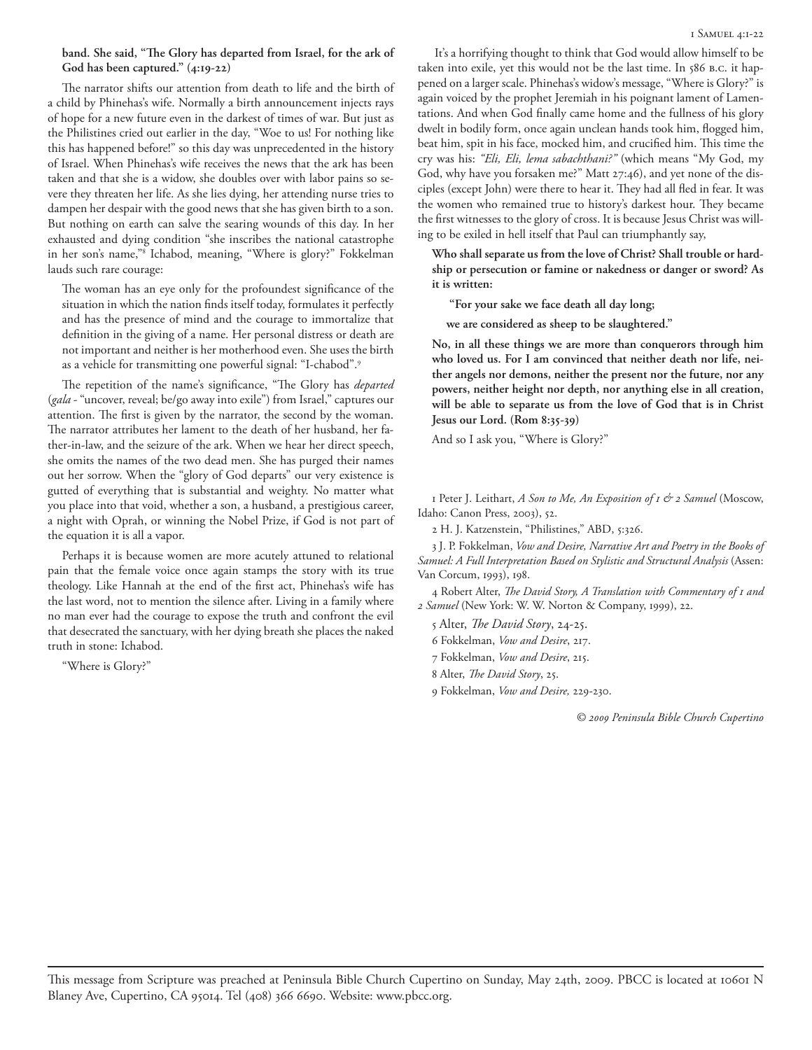**band. She said, "The Glory has departed from Israel, for the ark of God has been captured." (4:19-22)**

The narrator shifts our attention from death to life and the birth of a child by Phinehas's wife. Normally a birth announcement injects rays of hope for a new future even in the darkest of times of war. But just as the Philistines cried out earlier in the day, "Woe to us! For nothing like this has happened before!" so this day was unprecedented in the history of Israel. When Phinehas's wife receives the news that the ark has been taken and that she is a widow, she doubles over with labor pains so severe they threaten her life. As she lies dying, her attending nurse tries to dampen her despair with the good news that she has given birth to a son. But nothing on earth can salve the searing wounds of this day. In her exhausted and dying condition "she inscribes the national catastrophe in her son's name,"[8] Ichabod, meaning, "Where is glory?" Fokkelman lauds such rare courage:

> The woman has an eye only for the profoundest significance of the situation in which the nation finds itself today, formulates it perfectly and has the presence of mind and the courage to immortalize that definition in the giving of a name. Her personal distress or death are not important and neither is her motherhood even. She uses the birth as a vehicle for transmitting one powerful signal: "I-chabod".[9]

The repetition of the name's significance, "The Glory has *departed* (*gala* - "uncover, reveal; be/go away into exile") from Israel," captures our attention. The first is given by the narrator, the second by the woman. The narrator attributes her lament to the death of her husband, her father-in-law, and the seizure of the ark. When we hear her direct speech, she omits the names of the two dead men. She has purged their names out her sorrow. When the "glory of God departs" our very existence is gutted of everything that is substantial and weighty. No matter what you place into that void, whether a son, a husband, a prestigious career, a night with Oprah, or winning the Nobel Prize, if God is not part of the equation it is all a vapor.

Perhaps it is because women are more acutely attuned to relational pain that the female voice once again stamps the story with its true theology. Like Hannah at the end of the first act, Phinehas's wife has the last word, not to mention the silence after. Living in a family where no man ever had the courage to expose the truth and confront the evil that desecrated the sanctuary, with her dying breath she places the naked truth in stone: Ichabod.

"Where is Glory?"

It's a horrifying thought to think that God would allow himself to be taken into exile, yet this would not be the last time. In 586 B.C. it happened on a larger scale. Phinehas's widow's message, "Where is Glory?" is again voiced by the prophet Jeremiah in his poignant lament of Lamentations. And when God finally came home and the fullness of his glory dwelt in bodily form, once again unclean hands took him, flogged him, beat him, spit in his face, mocked him, and crucified him. This time the cry was his: *"Eli, Eli, lema sabachthani?"* (which means "My God, my God, why have you forsaken me?" Matt 27:46), and yet none of the disciples (except John) were there to hear it. They had all fled in fear. It was the women who remained true to history's darkest hour. They became the first witnesses to the glory of cross. It is because Jesus Christ was willing to be exiled in hell itself that Paul can triumphantly say,

> **Who shall separate us from the love of Christ? Shall trouble or hardship or persecution or famine or nakedness or danger or sword? As it is written:**
>
> **"For your sake we face death all day long;**
>
> **we are considered as sheep to be slaughtered."**
>
> **No, in all these things we are more than conquerors through him who loved us. For I am convinced that neither death nor life, neither angels nor demons, neither the present nor the future, nor any powers, neither height nor depth, nor anything else in all creation, will be able to separate us from the love of God that is in Christ Jesus our Lord. (Rom 8:35-39)**

And so I ask you, "Where is Glory?"

1 Peter J. Leithart, *A Son to Me, An Exposition of 1 & 2 Samuel* (Moscow, Idaho: Canon Press, 2003), 52.

2 H. J. Katzenstein, "Philistines," ABD, 5:326.

3 J. P. Fokkelman, *Vow and Desire, Narrative Art and Poetry in the Books of Samuel: A Full Interpretation Based on Stylistic and Structural Analysis* (Assen: Van Corcum, 1993), 198.

4 Robert Alter, *The David Story, A Translation with Commentary of 1 and 2 Samuel* (New York: W. W. Norton & Company, 1999), 22.

5 Alter, *The David Story*, 24-25.

6 Fokkelman, *Vow and Desire*, 217.

7 Fokkelman, *Vow and Desire*, 215.

8 Alter, *The David Story*, 25.

9 Fokkelman, *Vow and Desire,* 229-230.

*© 2009 Peninsula Bible Church Cupertino*

This message from Scripture was preached at Peninsula Bible Church Cupertino on Sunday, May 24th, 2009. PBCC is located at 10601 N Blaney Ave, Cupertino, CA 95014. Tel (408) 366 6690. Website: www.pbcc.org.